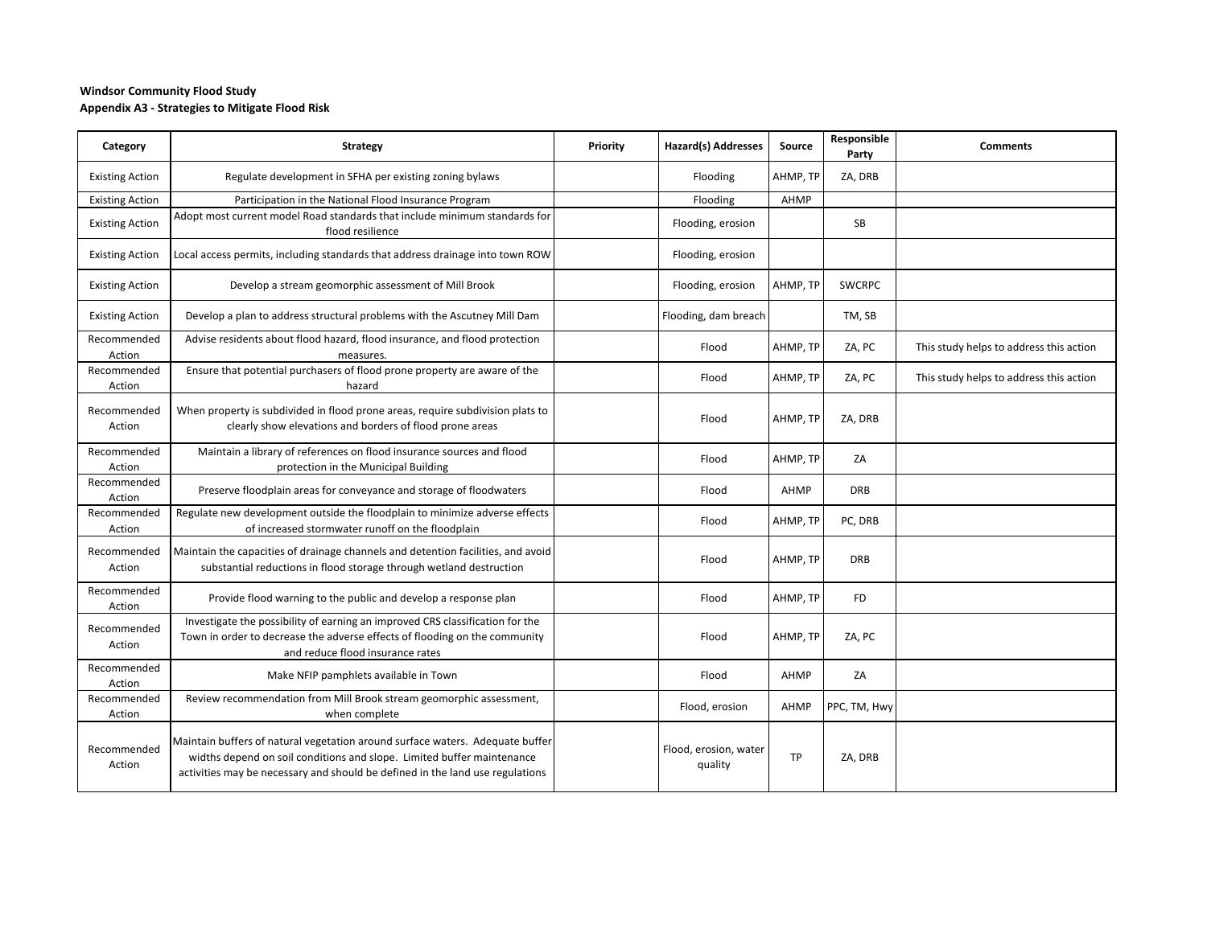**Windsor Community Flood Study**
**Appendix A3 - Strategies to Mitigate Flood Risk**

| Category | Strategy | Priority | Hazard(s) Addresses | Source | Responsible Party | Comments |
|---|---|---|---|---|---|---|
| Existing Action | Regulate development in SFHA per existing zoning bylaws | | Flooding | AHMP, TP | ZA, DRB | |
| Existing Action | Participation in the National Flood Insurance Program | | Flooding | AHMP | | |
| Existing Action | Adopt most current model Road standards that include minimum standards for flood resilience | | Flooding, erosion | | SB | |
| Existing Action | Local access permits, including standards that address drainage into town ROW | | Flooding, erosion | | | |
| Existing Action | Develop a stream geomorphic assessment of Mill Brook | | Flooding, erosion | AHMP, TP | SWCRPC | |
| Existing Action | Develop a plan to address structural problems with the Ascutney Mill Dam | | Flooding, dam breach | | TM, SB | |
| Recommended Action | Advise residents about flood hazard, flood insurance, and flood protection measures. | | Flood | AHMP, TP | ZA, PC | This study helps to address this action |
| Recommended Action | Ensure that potential purchasers of flood prone property are aware of the hazard | | Flood | AHMP, TP | ZA, PC | This study helps to address this action |
| Recommended Action | When property is subdivided in flood prone areas, require subdivision plats to clearly show elevations and borders of flood prone areas | | Flood | AHMP, TP | ZA, DRB | |
| Recommended Action | Maintain a library of references on flood insurance sources and flood protection in the Municipal Building | | Flood | AHMP, TP | ZA | |
| Recommended Action | Preserve floodplain areas for conveyance and storage of floodwaters | | Flood | AHMP | DRB | |
| Recommended Action | Regulate new development outside the floodplain to minimize adverse effects of increased stormwater runoff on the floodplain | | Flood | AHMP, TP | PC, DRB | |
| Recommended Action | Maintain the capacities of drainage channels and detention facilities, and avoid substantial reductions in flood storage through wetland destruction | | Flood | AHMP, TP | DRB | |
| Recommended Action | Provide flood warning to the public and develop a response plan | | Flood | AHMP, TP | FD | |
| Recommended Action | Investigate the possibility of earning an improved CRS classification for the Town in order to decrease the adverse effects of flooding on the community and reduce flood insurance rates | | Flood | AHMP, TP | ZA, PC | |
| Recommended Action | Make NFIP pamphlets available in Town | | Flood | AHMP | ZA | |
| Recommended Action | Review recommendation from Mill Brook stream geomorphic assessment, when complete | | Flood, erosion | AHMP | PPC, TM, Hwy | |
| Recommended Action | Maintain buffers of natural vegetation around surface waters. Adequate buffer widths depend on soil conditions and slope. Limited buffer maintenance activities may be necessary and should be defined in the land use regulations | | Flood, erosion, water quality | TP | ZA, DRB | |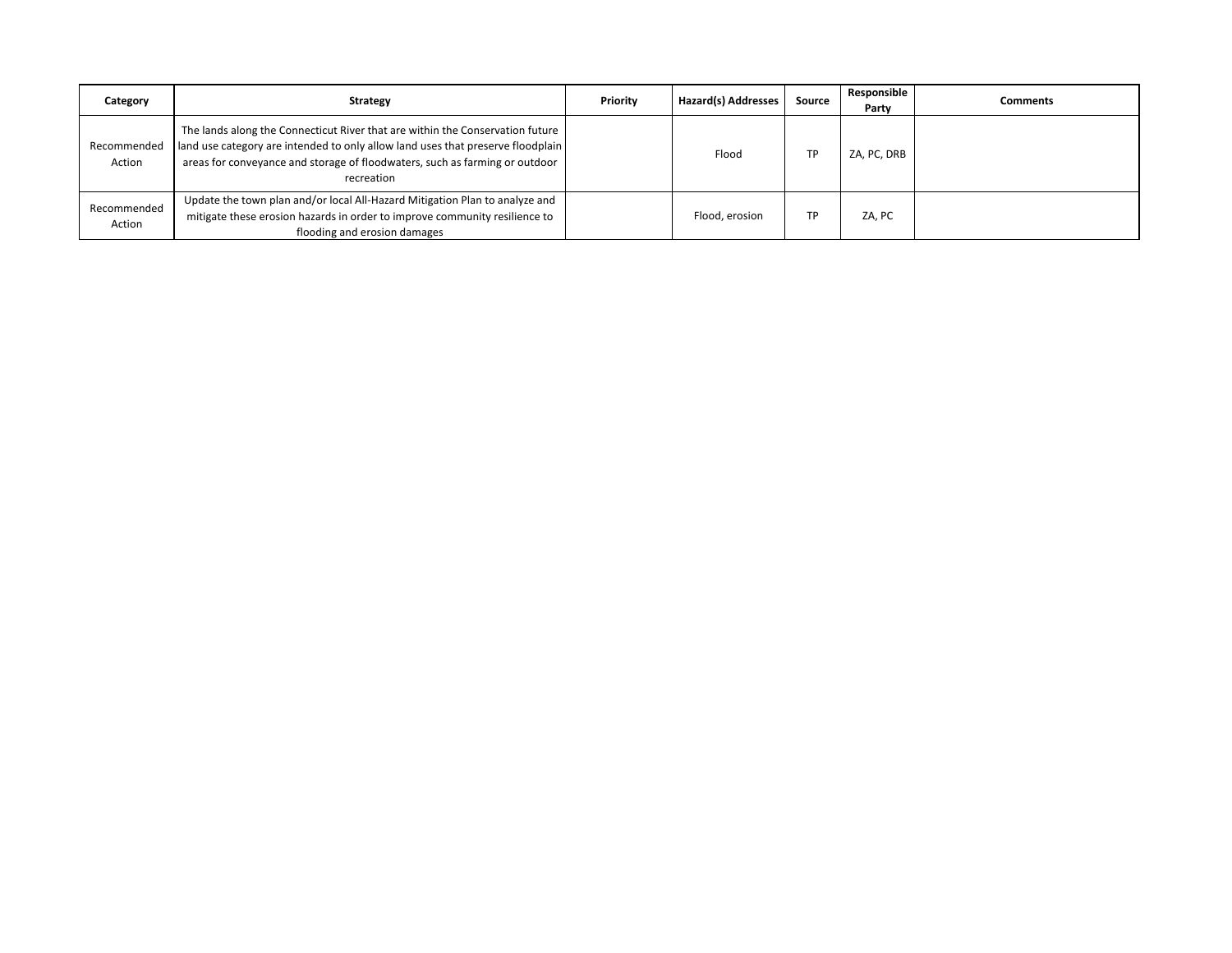| Category | Strategy | Priority | Hazard(s) Addresses | Source | Responsible Party | Comments |
|---|---|---|---|---|---|---|
| Recommended Action | The lands along the Connecticut River that are within the Conservation future land use category are intended to only allow land uses that preserve floodplain areas for conveyance and storage of floodwaters, such as farming or outdoor recreation | | Flood | TP | ZA, PC, DRB | |
| Recommended Action | Update the town plan and/or local All-Hazard Mitigation Plan to analyze and mitigate these erosion hazards in order to improve community resilience to flooding and erosion damages | | Flood, erosion | TP | ZA, PC | |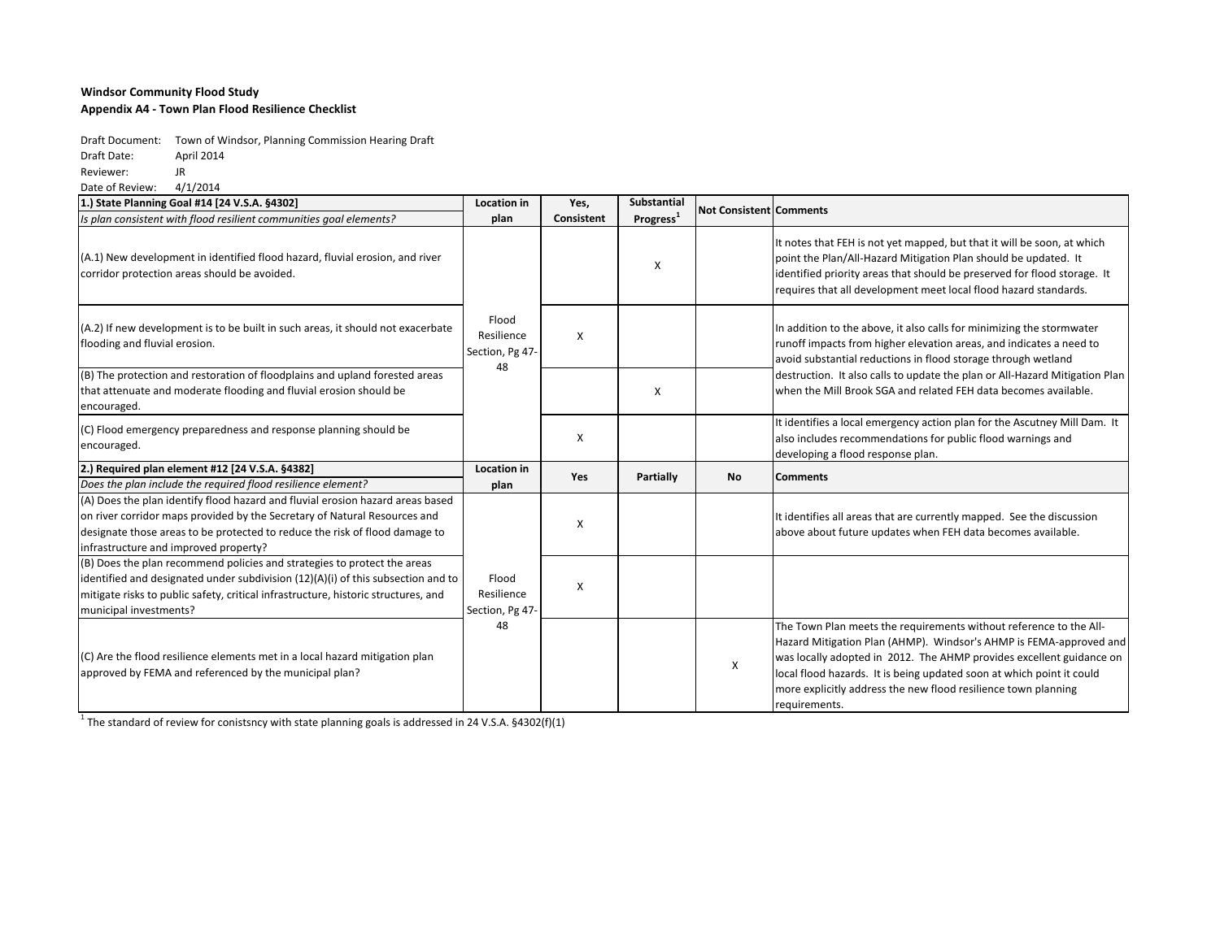**Windsor Community Flood Study**
**Appendix A4 - Town Plan Flood Resilience Checklist**

Draft Document: Town of Windsor, Planning Commission Hearing Draft
Draft Date: April 2014
Reviewer: JR
Date of Review: 4/1/2014

| **1.) State Planning Goal #14 [24 V.S.A. §4302]** *Is plan consistent with flood resilient communities goal elements?* | **Location in plan** | **Yes, Consistent** | **Substantial Progress[1]** | **Not Consistent** | **Comments** |
|---|---|---|---|---|---|
| (A.1) New development in identified flood hazard, fluvial erosion, and river corridor protection areas should be avoided. | Flood Resilience Section, Pg 47-48 | | X | | It notes that FEH is not yet mapped, but that it will be soon, at which point the Plan/All-Hazard Mitigation Plan should be updated. It identified priority areas that should be preserved for flood storage. It requires that all development meet local flood hazard standards. |
| (A.2) If new development is to be built in such areas, it should not exacerbate flooding and fluvial erosion. | | X | | | In addition to the above, it also calls for minimizing the stormwater runoff impacts from higher elevation areas, and indicates a need to avoid substantial reductions in flood storage through wetland destruction. It also calls to update the plan or All-Hazard Mitigation Plan when the Mill Brook SGA and related FEH data becomes available. |
| (B) The protection and restoration of floodplains and upland forested areas that attenuate and moderate flooding and fluvial erosion should be encouraged. | | | X | | |
| (C) Flood emergency preparedness and response planning should be encouraged. | | X | | | It identifies a local emergency action plan for the Ascutney Mill Dam. It also includes recommendations for public flood warnings and developing a flood response plan. |
| **2.) Required plan element #12 [24 V.S.A. §4382]** *Does the plan include the required flood resilience element?* | **Location in plan** | **Yes** | **Partially** | **No** | **Comments** |
| (A) Does the plan identify flood hazard and fluvial erosion hazard areas based on river corridor maps provided by the Secretary of Natural Resources and designate those areas to be protected to reduce the risk of flood damage to infrastructure and improved property? | Flood Resilience Section, Pg 47-48 | X | | | It identifies all areas that are currently mapped. See the discussion above about future updates when FEH data becomes available. |
| (B) Does the plan recommend policies and strategies to protect the areas identified and designated under subdivision (12)(A)(i) of this subsection and to mitigate risks to public safety, critical infrastructure, historic structures, and municipal investments? | | X | | | |
| (C) Are the flood resilience elements met in a local hazard mitigation plan approved by FEMA and referenced by the municipal plan? | | | | X | The Town Plan meets the requirements without reference to the All-Hazard Mitigation Plan (AHMP). Windsor's AHMP is FEMA-approved and was locally adopted in 2012. The AHMP provides excellent guidance on local flood hazards. It is being updated soon at which point it could more explicitly address the new flood resilience town planning requirements. |

[1] The standard of review for conistsncy with state planning goals is addressed in 24 V.S.A. §4302(f)(1)